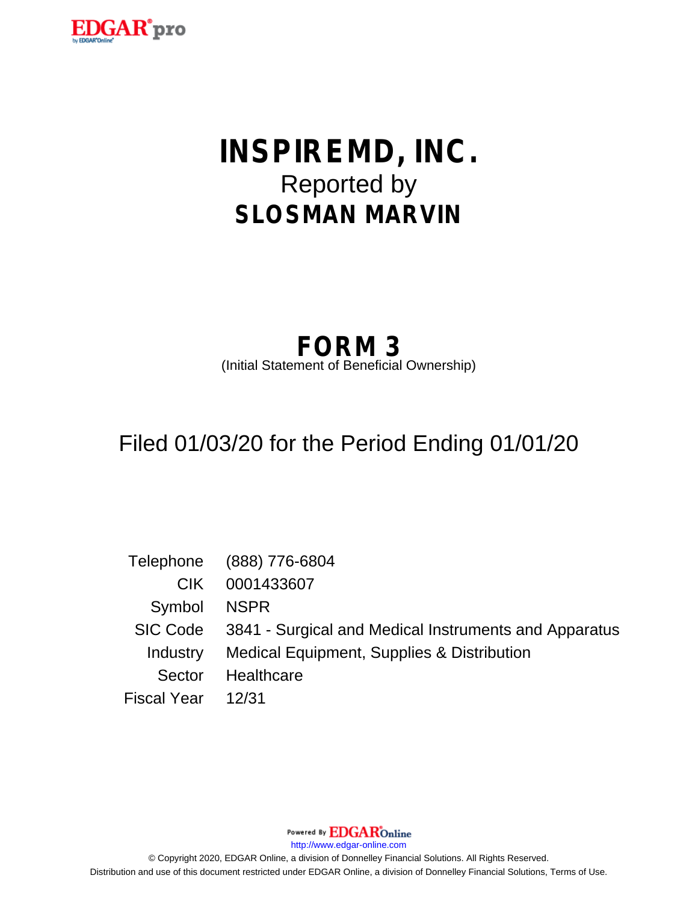# INSPIREMD, INC.

Reported by

**SLOSMAN MARVIN**

## FORM 3

(Initial Statement of Beneficial Ownership)

Filed 01/03/20 for the Period Ending 01/01/20

| | |
|---|---|
| Telephone | (888) 776-6804 |
| CIK | 0001433607 |
| Symbol | NSPR |
| SIC Code | 3841 - Surgical and Medical Instruments and Apparatus |
| Industry | Medical Equipment, Supplies & Distribution |
| Sector | Healthcare |
| Fiscal Year | 12/31 |

Powered By EDGAR Online

http://www.edgar-online.com

© Copyright 2020, EDGAR Online, a division of Donnelley Financial Solutions. All Rights Reserved.
Distribution and use of this document restricted under EDGAR Online, a division of Donnelley Financial Solutions, Terms of Use.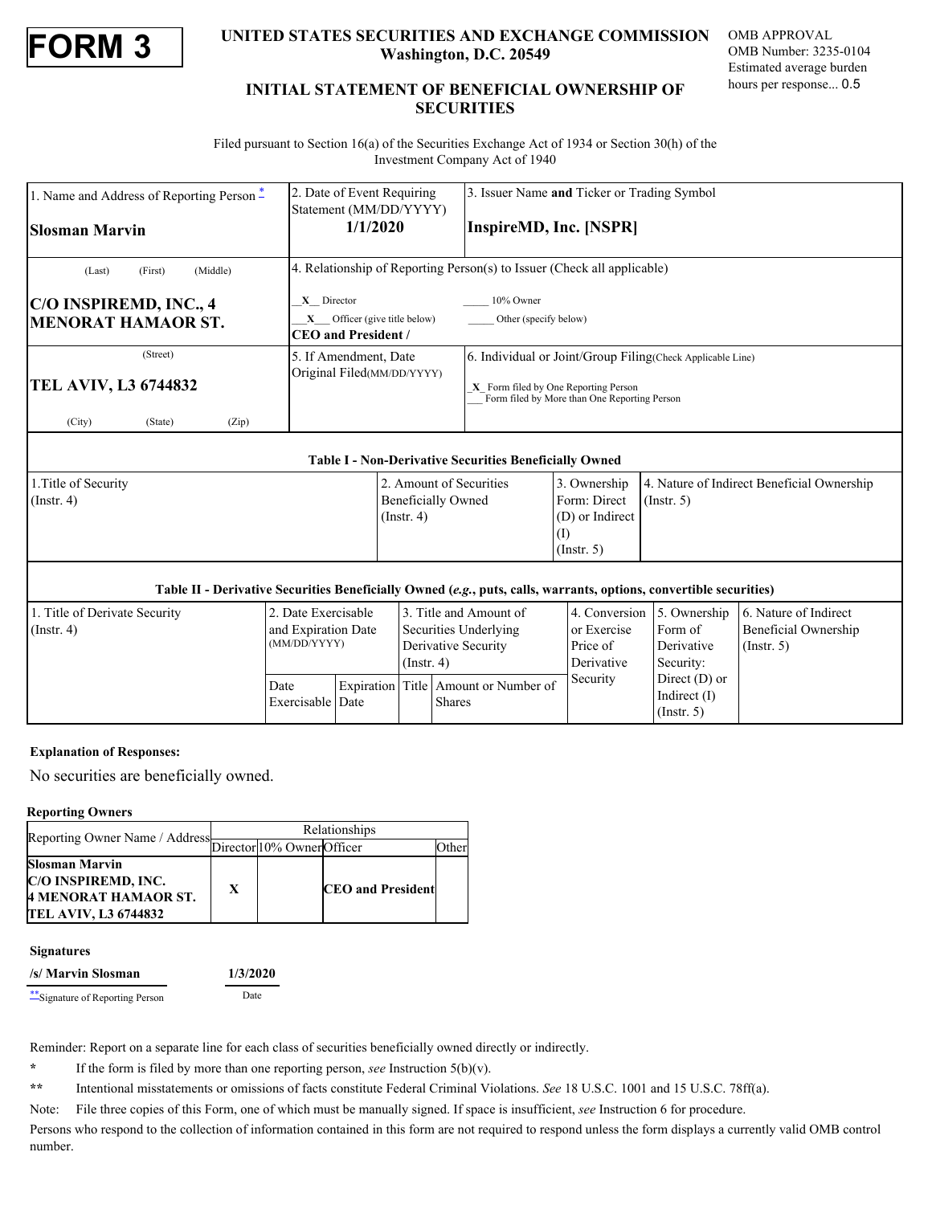# FORM 3

## UNITED STATES SECURITIES AND EXCHANGE COMMISSION
**Washington, D.C. 20549**

OMB APPROVAL
OMB Number: 3235-0104
Estimated average burden hours per response... 0.5

## INITIAL STATEMENT OF BENEFICIAL OWNERSHIP OF SECURITIES

Filed pursuant to Section 16(a) of the Securities Exchange Act of 1934 or Section 30(h) of the Investment Company Act of 1940

| | | |
|---|---|---|
| 1. Name and Address of Reporting Person * <br> **Slosman Marvin** | 2. Date of Event Requiring Statement (MM/DD/YYYY) <br> **1/1/2020** | 3. Issuer Name **and** Ticker or Trading Symbol <br> **InspireMD, Inc. [NSPR]** |
| (Last) (First) (Middle) <br> **C/O INSPIREMD, INC., 4 MENORAT HAMAOR ST.** | 4. Relationship of Reporting Person(s) to Issuer (Check all applicable) <br> \_\_X\_\_ Director <br> \_\_X\_\_ Officer (give title below) <br> **CEO and President /** <br> \_\_\_\_\_ 10% Owner <br> \_\_\_\_\_ Other (specify below) | |
| (Street) <br> **TEL AVIV, L3 6744832** <br> (City) (State) (Zip) | 5. If Amendment, Date Original Filed(MM/DD/YYYY) | 6. Individual or Joint/Group Filing(Check Applicable Line) <br> \_X\_ Form filed by One Reporting Person <br> \_\_\_ Form filed by More than One Reporting Person |

### Table I - Non-Derivative Securities Beneficially Owned

| 1.Title of Security (Instr. 4) | 2. Amount of Securities Beneficially Owned (Instr. 4) | 3. Ownership Form: Direct (D) or Indirect (I) (Instr. 5) | 4. Nature of Indirect Beneficial Ownership (Instr. 5) |
|---|---|---|---|

### Table II - Derivative Securities Beneficially Owned (*e.g.*, puts, calls, warrants, options, convertible securities)

| 1. Title of Derivate Security (Instr. 4) | 2. Date Exercisable and Expiration Date (MM/DD/YYYY) | | 3. Title and Amount of Securities Underlying Derivative Security (Instr. 4) | | 4. Conversion or Exercise Price of Derivative Security | 5. Ownership Form of Derivative Security: Direct (D) or Indirect (I) (Instr. 5) | 6. Nature of Indirect Beneficial Ownership (Instr. 5) |
|---|---|---|---|---|---|---|---|
| | Date Exercisable | Expiration Date | Title | Amount or Number of Shares | | | |

**Explanation of Responses:**

No securities are beneficially owned.

**Reporting Owners**

| Reporting Owner Name / Address | Relationships | | | |
|---|---|---|---|---|
| | Director | 10% Owner | Officer | Other |
| **Slosman Marvin<br>C/O INSPIREMD, INC.<br>4 MENORAT HAMAOR ST.<br>TEL AVIV, L3 6744832** | **X** | | **CEO and President** | |

**Signatures**

| | |
|---|---|
| **/s/ Marvin Slosman** | **1/3/2020** |
| ** Signature of Reporting Person | Date |

Reminder: Report on a separate line for each class of securities beneficially owned directly or indirectly.

\* If the form is filed by more than one reporting person, *see* Instruction 5(b)(v).

\*\* Intentional misstatements or omissions of facts constitute Federal Criminal Violations. *See* 18 U.S.C. 1001 and 15 U.S.C. 78ff(a).

Note: File three copies of this Form, one of which must be manually signed. If space is insufficient, *see* Instruction 6 for procedure.

Persons who respond to the collection of information contained in this form are not required to respond unless the form displays a currently valid OMB control number.